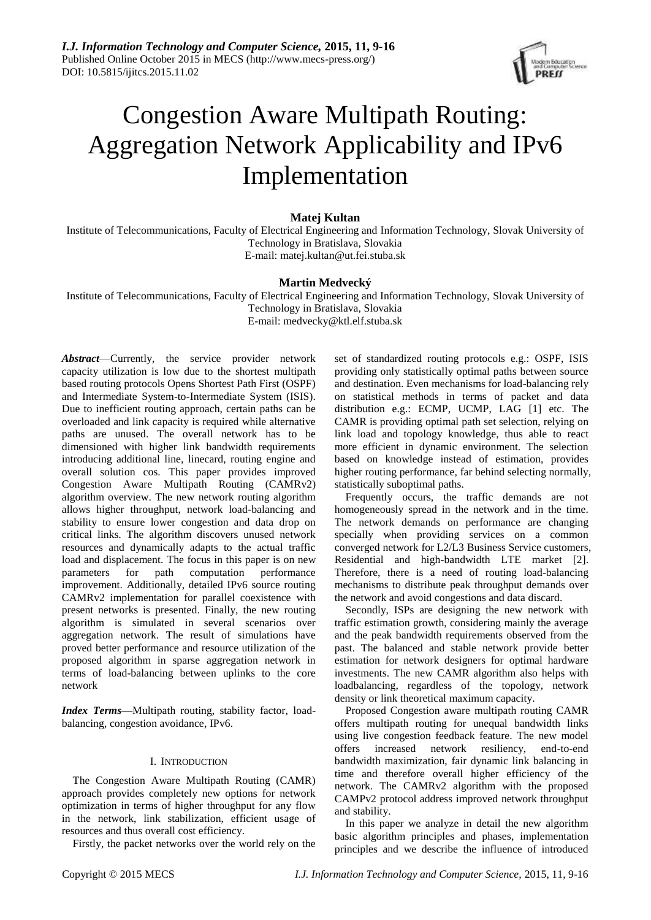# Congestion Aware Multipath Routing: Aggregation Network Applicability and IPv6 Implementation

**Matej Kultan**

Institute of Telecommunications, Faculty of Electrical Engineering and Information Technology, Slovak University of Technology in Bratislava, Slovakia

E-mail: matej.kultan@ut.fei.stuba.sk

**Martin Medvecký**

Institute of Telecommunications, Faculty of Electrical Engineering and Information Technology, Slovak University of Technology in Bratislava, Slovakia

E-mail: medvecky@ktl.elf.stuba.sk

***Abstract***—Currently, the service provider network capacity utilization is low due to the shortest multipath based routing protocols Opens Shortest Path First (OSPF) and Intermediate System-to-Intermediate System (ISIS). Due to inefficient routing approach, certain paths can be overloaded and link capacity is required while alternative paths are unused. The overall network has to be dimensioned with higher link bandwidth requirements introducing additional line, linecard, routing engine and overall solution cos. This paper provides improved Congestion Aware Multipath Routing (CAMRv2) algorithm overview. The new network routing algorithm allows higher throughput, network load-balancing and stability to ensure lower congestion and data drop on critical links. The algorithm discovers unused network resources and dynamically adapts to the actual traffic load and displacement. The focus in this paper is on new parameters for path computation performance improvement. Additionally, detailed IPv6 source routing CAMRv2 implementation for parallel coexistence with present networks is presented. Finally, the new routing algorithm is simulated in several scenarios over aggregation network. The result of simulations have proved better performance and resource utilization of the proposed algorithm in sparse aggregation network in terms of load-balancing between uplinks to the core network

***Index Terms***—Multipath routing, stability factor, load-balancing, congestion avoidance, IPv6.

## I. Introduction

The Congestion Aware Multipath Routing (CAMR) approach provides completely new options for network optimization in terms of higher throughput for any flow in the network, link stabilization, efficient usage of resources and thus overall cost efficiency.

Firstly, the packet networks over the world rely on the set of standardized routing protocols e.g.: OSPF, ISIS providing only statistically optimal paths between source and destination. Even mechanisms for load-balancing rely on statistical methods in terms of packet and data distribution e.g.: ECMP, UCMP, LAG [1] etc. The CAMR is providing optimal path set selection, relying on link load and topology knowledge, thus able to react more efficient in dynamic environment. The selection based on knowledge instead of estimation, provides higher routing performance, far behind selecting normally, statistically suboptimal paths.

Frequently occurs, the traffic demands are not homogeneously spread in the network and in the time. The network demands on performance are changing specially when providing services on a common converged network for L2/L3 Business Service customers, Residential and high-bandwidth LTE market [2]. Therefore, there is a need of routing load-balancing mechanisms to distribute peak throughput demands over the network and avoid congestions and data discard.

Secondly, ISPs are designing the new network with traffic estimation growth, considering mainly the average and the peak bandwidth requirements observed from the past. The balanced and stable network provide better estimation for network designers for optimal hardware investments. The new CAMR algorithm also helps with loadbalancing, regardless of the topology, network density or link theoretical maximum capacity.

Proposed Congestion aware multipath routing CAMR offers multipath routing for unequal bandwidth links using live congestion feedback feature. The new model offers increased network resiliency, end-to-end bandwidth maximization, fair dynamic link balancing in time and therefore overall higher efficiency of the network. The CAMRv2 algorithm with the proposed CAMPv2 protocol address improved network throughput and stability.

In this paper we analyze in detail the new algorithm basic algorithm principles and phases, implementation principles and we describe the influence of introduced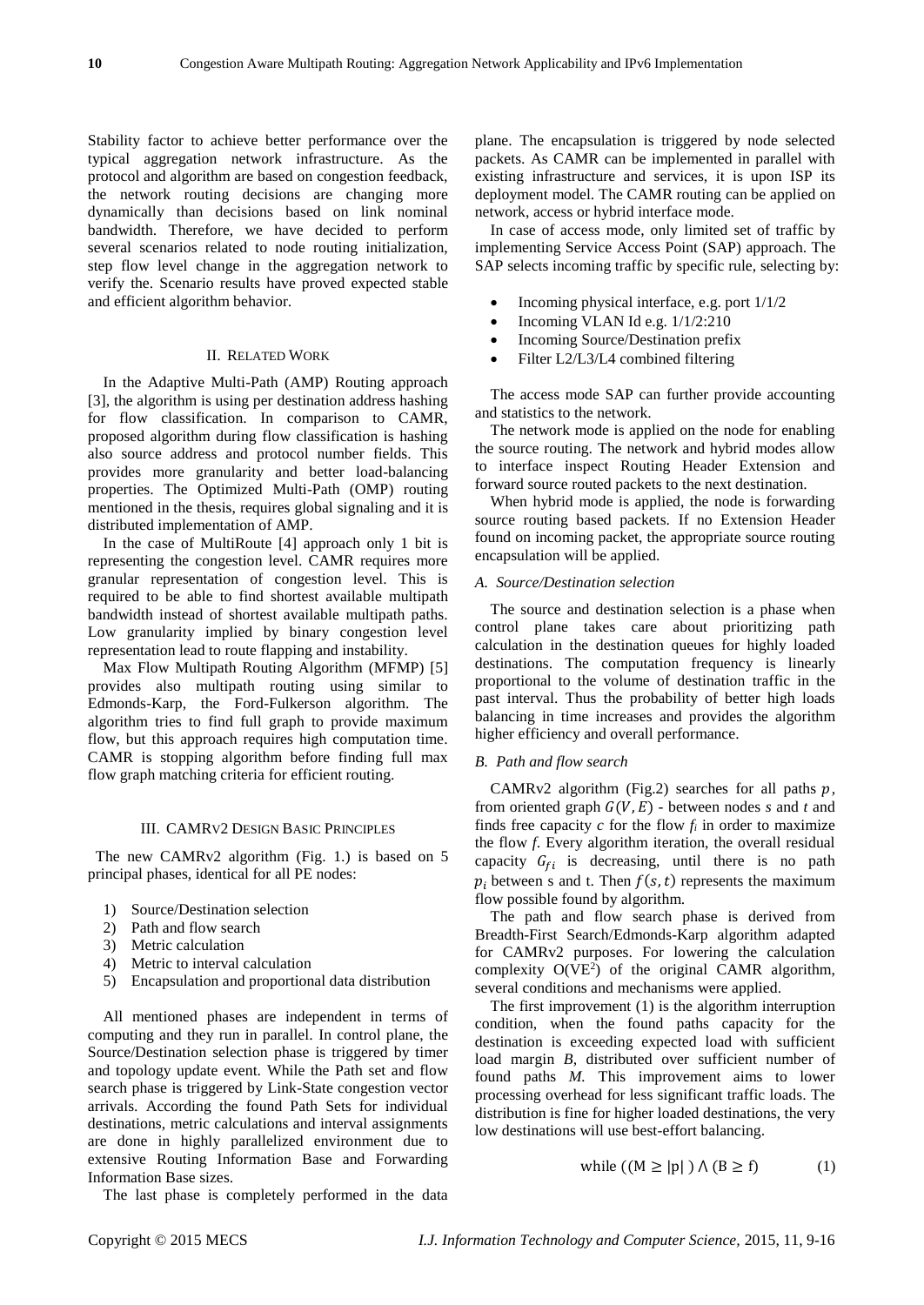Stability factor to achieve better performance over the typical aggregation network infrastructure. As the protocol and algorithm are based on congestion feedback, the network routing decisions are changing more dynamically than decisions based on link nominal bandwidth. Therefore, we have decided to perform several scenarios related to node routing initialization, step flow level change in the aggregation network to verify the. Scenario results have proved expected stable and efficient algorithm behavior.

## II. Related Work

In the Adaptive Multi-Path (AMP) Routing approach [3], the algorithm is using per destination address hashing for flow classification. In comparison to CAMR, proposed algorithm during flow classification is hashing also source address and protocol number fields. This provides more granularity and better load-balancing properties. The Optimized Multi-Path (OMP) routing mentioned in the thesis, requires global signaling and it is distributed implementation of AMP.

In the case of MultiRoute [4] approach only 1 bit is representing the congestion level. CAMR requires more granular representation of congestion level. This is required to be able to find shortest available multipath bandwidth instead of shortest available multipath paths. Low granularity implied by binary congestion level representation lead to route flapping and instability.

Max Flow Multipath Routing Algorithm (MFMP) [5] provides also multipath routing using similar to Edmonds-Karp, the Ford-Fulkerson algorithm. The algorithm tries to find full graph to provide maximum flow, but this approach requires high computation time. CAMR is stopping algorithm before finding full max flow graph matching criteria for efficient routing.

## III. CAMRv2 Design Basic Principles

The new CAMRv2 algorithm (Fig. 1.) is based on 5 principal phases, identical for all PE nodes:

1) Source/Destination selection
2) Path and flow search
3) Metric calculation
4) Metric to interval calculation
5) Encapsulation and proportional data distribution

All mentioned phases are independent in terms of computing and they run in parallel. In control plane, the Source/Destination selection phase is triggered by timer and topology update event. While the Path set and flow search phase is triggered by Link-State congestion vector arrivals. According the found Path Sets for individual destinations, metric calculations and interval assignments are done in highly parallelized environment due to extensive Routing Information Base and Forwarding Information Base sizes.

The last phase is completely performed in the data plane. The encapsulation is triggered by node selected packets. As CAMR can be implemented in parallel with existing infrastructure and services, it is upon ISP its deployment model. The CAMR routing can be applied on network, access or hybrid interface mode.

In case of access mode, only limited set of traffic by implementing Service Access Point (SAP) approach. The SAP selects incoming traffic by specific rule, selecting by:

- Incoming physical interface, e.g. port 1/1/2
- Incoming VLAN Id e.g. 1/1/2:210
- Incoming Source/Destination prefix
- Filter L2/L3/L4 combined filtering

The access mode SAP can further provide accounting and statistics to the network.

The network mode is applied on the node for enabling the source routing. The network and hybrid modes allow to interface inspect Routing Header Extension and forward source routed packets to the next destination.

When hybrid mode is applied, the node is forwarding source routing based packets. If no Extension Header found on incoming packet, the appropriate source routing encapsulation will be applied.

### *A. Source/Destination selection*

The source and destination selection is a phase when control plane takes care about prioritizing path calculation in the destination queues for highly loaded destinations. The computation frequency is linearly proportional to the volume of destination traffic in the past interval. Thus the probability of better high loads balancing in time increases and provides the algorithm higher efficiency and overall performance.

### *B. Path and flow search*

CAMRv2 algorithm (Fig.2) searches for all paths $p$, from oriented graph $G(V, E)$ - between nodes $s$ and $t$ and finds free capacity $c$ for the flow $f_i$ in order to maximize the flow $f$. Every algorithm iteration, the overall residual capacity $G_{fi}$ is decreasing, until there is no path $p_i$ between s and t. Then $f(s, t)$ represents the maximum flow possible found by algorithm.

The path and flow search phase is derived from Breadth-First Search/Edmonds-Karp algorithm adapted for CAMRv2 purposes. For lowering the calculation complexity $O(VE^2)$ of the original CAMR algorithm, several conditions and mechanisms were applied.

The first improvement (1) is the algorithm interruption condition, when the found paths capacity for the destination is exceeding expected load with sufficient load margin *B*, distributed over sufficient number of found paths *M*. This improvement aims to lower processing overhead for less significant traffic loads. The distribution is fine for higher loaded destinations, the very low destinations will use best-effort balancing.

$$\text{while } ((M \geq |p|) \wedge (B \geq f) \qquad (1)$$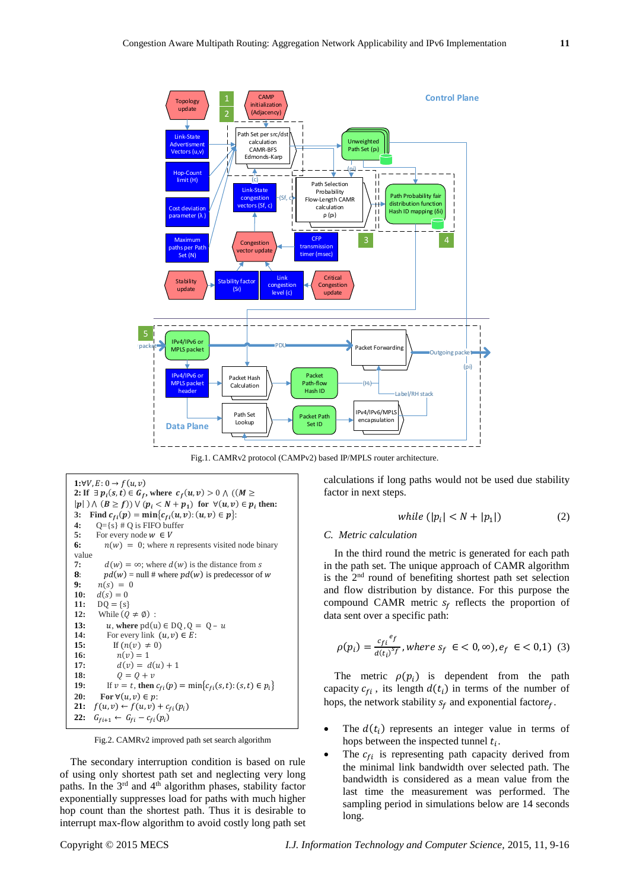Fig.1. CAMRv2 protocol (CAMPv2) based IP/MPLS router architecture.

**1:** $\forall V, E: 0 \rightarrow f(u,v)$
**2: If** $\exists\, \boldsymbol{p_i(s,t)} \in \boldsymbol{G_f}$, **where** $\boldsymbol{c_f(u,v) > 0 \wedge ((M \geq |p|) \wedge (B \geq f)) \vee (p_i < N + p_1)}$ **for** $\forall (\boldsymbol{u,v}) \in \boldsymbol{p_i}$ **then:**
**3:** **Find** $\boldsymbol{c_{fi}(p) = \min\{c_{fi}(u,v) : (u,v) \in p\}}$:
**4:** Q={s} # Q is FIFO buffer
**5:** For every node $w \in V$
**6:** $n(w) = 0$; where $n$ represents visited node binary value
**7:** $d(w) = \infty$; where $d(w)$ is the distance from $s$
**8:** $pd(w)$ = null # where $pd(w)$ is predecessor of $w$
**9:** $n(s) = 0$
**10:** $d(s) = 0$
**11:** DQ = {s}
**12:** While $(Q \neq \emptyset)$ :
**13:** $u$, **where** pd(u) $\in$ DQ , Q = Q – $u$
**14:** For every link $(u,v) \in E$:
**15:** If $(n(v) \neq 0)$
**16:** $n(v) = 1$
**17:** $d(v) = d(u) + 1$
**18:** $Q = Q + v$
**19:** If $v = t$, **then** $c_{fi}(p) = \min\{c_{fi}(s,t) : (s,t) \in p_i\}$
**20:** **For** $\forall (u,v) \in p$:
**21:** $f(u,v) \leftarrow f(u,v) + c_{fi}(p_i)$
**22:** $G_{fi+1} \leftarrow G_{fi} - c_{fi}(p_i)$

Fig.2. CAMRv2 improved path set search algorithm

The secondary interruption condition is based on rule of using only shortest path set and neglecting very long paths. In the 3[rd] and 4[th] algorithm phases, stability factor exponentially suppresses load for paths with much higher hop count than the shortest path. Thus it is desirable to interrupt max-flow algorithm to avoid costly long path set calculations if long paths would not be used due stability factor in next steps.

$$while\ (|p_i| < N + |p_1|) \tag{2}$$

### C. Metric calculation

In the third round the metric is generated for each path in the path set. The unique approach of CAMR algorithm is the 2[nd] round of benefiting shortest path set selection and flow distribution by distance. For this purpose the compound CAMR metric $s_f$ reflects the proportion of data sent over a specific path:

$$\rho(p_i) = \frac{{c_{fi}}^{e_f}}{d(t_i)^{s_f}}, where\ s_f\ \in < 0, \infty), e_f\ \in < 0,1) \tag{3}$$

The metric $\rho(p_i)$ is dependent from the path capacity $c_{fi}$ , its length $d(t_i)$ in terms of the number of hops, the network stability $s_f$ and exponential factor $e_f$.

- The $d(t_i)$ represents an integer value in terms of hops between the inspected tunnel $t_i$.
- The $c_{fi}$ is representing path capacity derived from the minimal link bandwidth over selected path. The bandwidth is considered as a mean value from the last time the measurement was performed. The sampling period in simulations below are 14 seconds long.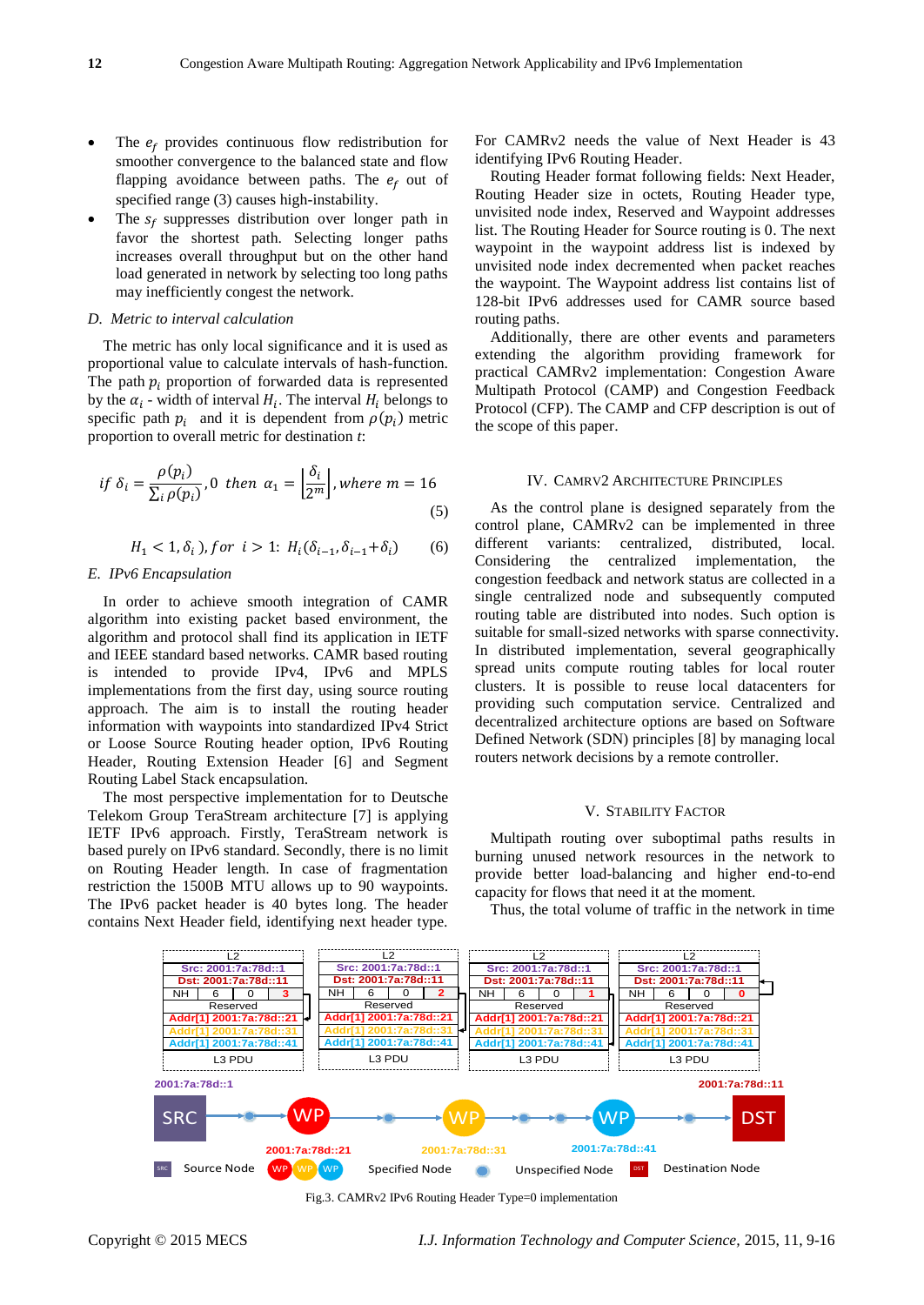- The $e_f$ provides continuous flow redistribution for smoother convergence to the balanced state and flow flapping avoidance between paths. The $e_f$ out of specified range (3) causes high-instability.
- The $s_f$ suppresses distribution over longer path in favor the shortest path. Selecting longer paths increases overall throughput but on the other hand load generated in network by selecting too long paths may inefficiently congest the network.

### D. Metric to interval calculation

The metric has only local significance and it is used as proportional value to calculate intervals of hash-function. The path $p_i$ proportion of forwarded data is represented by the $\alpha_i$ - width of interval $H_i$. The interval $H_i$ belongs to specific path $p_i$ and it is dependent from $\rho(p_i)$ metric proportion to overall metric for destination $t$:

$$if\ \delta_i = \frac{\rho(p_i)}{\sum_i \rho(p_i)}, 0\ \ then\ \ \alpha_1 = \left\lfloor \frac{\delta_i}{2^m} \right\rfloor, where\ m = 16 \tag{5}$$

$$H_1 < 1, \delta_i), for\ \ i > 1:\ H_i(\delta_{i-1}, \delta_{i-1} + \delta_i) \tag{6}$$

### E. IPv6 Encapsulation

In order to achieve smooth integration of CAMR algorithm into existing packet based environment, the algorithm and protocol shall find its application in IETF and IEEE standard based networks. CAMR based routing is intended to provide IPv4, IPv6 and MPLS implementations from the first day, using source routing approach. The aim is to install the routing header information with waypoints into standardized IPv4 Strict or Loose Source Routing header option, IPv6 Routing Header, Routing Extension Header [6] and Segment Routing Label Stack encapsulation.

The most perspective implementation for to Deutsche Telekom Group TeraStream architecture [7] is applying IETF IPv6 approach. Firstly, TeraStream network is based purely on IPv6 standard. Secondly, there is no limit on Routing Header length. In case of fragmentation restriction the 1500B MTU allows up to 90 waypoints. The IPv6 packet header is 40 bytes long. The header contains Next Header field, identifying next header type. For CAMRv2 needs the value of Next Header is 43 identifying IPv6 Routing Header.

Routing Header format following fields: Next Header, Routing Header size in octets, Routing Header type, unvisited node index, Reserved and Waypoint addresses list. The Routing Header for Source routing is 0. The next waypoint in the waypoint address list is indexed by unvisited node index decremented when packet reaches the waypoint. The Waypoint address list contains list of 128-bit IPv6 addresses used for CAMR source based routing paths.

Additionally, there are other events and parameters extending the algorithm providing framework for practical CAMRv2 implementation: Congestion Aware Multipath Protocol (CAMP) and Congestion Feedback Protocol (CFP). The CAMP and CFP description is out of the scope of this paper.

## IV. CAMRv2 Architecture Principles

As the control plane is designed separately from the control plane, CAMRv2 can be implemented in three different variants: centralized, distributed, local. Considering the centralized implementation, the congestion feedback and network status are collected in a single centralized node and subsequently computed routing table are distributed into nodes. Such option is suitable for small-sized networks with sparse connectivity. In distributed implementation, several geographically spread units compute routing tables for local router clusters. It is possible to reuse local datacenters for providing such computation service. Centralized and decentralized architecture options are based on Software Defined Network (SDN) principles [8] by managing local routers network decisions by a remote controller.

## V. Stability Factor

Multipath routing over suboptimal paths results in burning unused network resources in the network to provide better load-balancing and higher end-to-end capacity for flows that need it at the moment.

Thus, the total volume of traffic in the network in time

Fig.3. CAMRv2 IPv6 Routing Header Type=0 implementation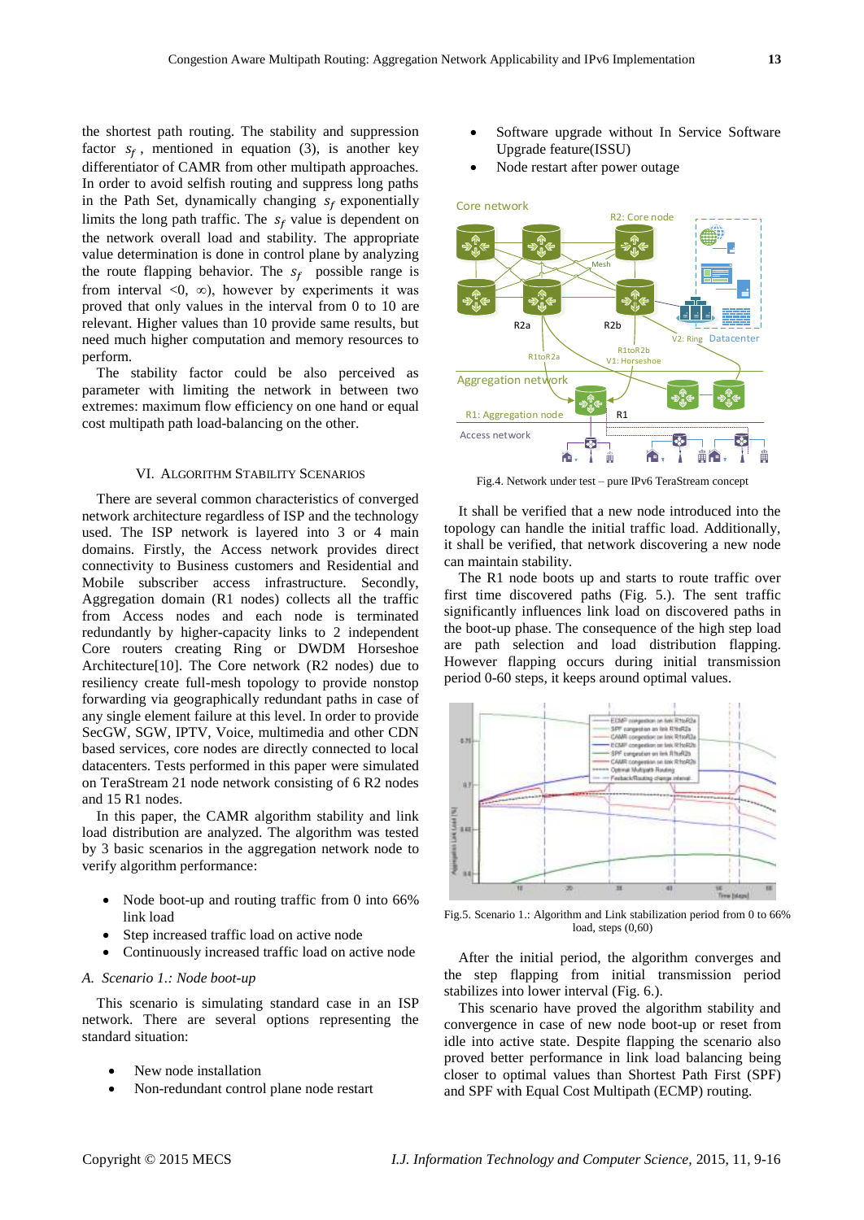the shortest path routing. The stability and suppression factor $s_f$, mentioned in equation (3), is another key differentiator of CAMR from other multipath approaches. In order to avoid selfish routing and suppress long paths in the Path Set, dynamically changing $s_f$ exponentially limits the long path traffic. The $s_f$ value is dependent on the network overall load and stability. The appropriate value determination is done in control plane by analyzing the route flapping behavior. The $s_f$ possible range is from interval <0, ∞), however by experiments it was proved that only values in the interval from 0 to 10 are relevant. Higher values than 10 provide same results, but need much higher computation and memory resources to perform.

The stability factor could be also perceived as parameter with limiting the network in between two extremes: maximum flow efficiency on one hand or equal cost multipath path load-balancing on the other.

## VI. Algorithm Stability Scenarios

There are several common characteristics of converged network architecture regardless of ISP and the technology used. The ISP network is layered into 3 or 4 main domains. Firstly, the Access network provides direct connectivity to Business customers and Residential and Mobile subscriber access infrastructure. Secondly, Aggregation domain (R1 nodes) collects all the traffic from Access nodes and each node is terminated redundantly by higher-capacity links to 2 independent Core routers creating Ring or DWDM Horseshoe Architecture[10]. The Core network (R2 nodes) due to resiliency create full-mesh topology to provide nonstop forwarding via geographically redundant paths in case of any single element failure at this level. In order to provide SecGW, SGW, IPTV, Voice, multimedia and other CDN based services, core nodes are directly connected to local datacenters. Tests performed in this paper were simulated on TeraStream 21 node network consisting of 6 R2 nodes and 15 R1 nodes.

In this paper, the CAMR algorithm stability and link load distribution are analyzed. The algorithm was tested by 3 basic scenarios in the aggregation network node to verify algorithm performance:

- Node boot-up and routing traffic from 0 into 66% link load
- Step increased traffic load on active node
- Continuously increased traffic load on active node

### A. *Scenario 1.: Node boot-up*

This scenario is simulating standard case in an ISP network. There are several options representing the standard situation:

- New node installation
- Non-redundant control plane node restart
- Software upgrade without In Service Software Upgrade feature(ISSU)
- Node restart after power outage

Fig.4. Network under test – pure IPv6 TeraStream concept

It shall be verified that a new node introduced into the topology can handle the initial traffic load. Additionally, it shall be verified, that network discovering a new node can maintain stability.

The R1 node boots up and starts to route traffic over first time discovered paths (Fig. 5.). The sent traffic significantly influences link load on discovered paths in the boot-up phase. The consequence of the high step load are path selection and load distribution flapping. However flapping occurs during initial transmission period 0-60 steps, it keeps around optimal values.

Fig.5. Scenario 1.: Algorithm and Link stabilization period from 0 to 66% load, steps (0,60)

After the initial period, the algorithm converges and the step flapping from initial transmission period stabilizes into lower interval (Fig. 6.).

This scenario have proved the algorithm stability and convergence in case of new node boot-up or reset from idle into active state. Despite flapping the scenario also proved better performance in link load balancing being closer to optimal values than Shortest Path First (SPF) and SPF with Equal Cost Multipath (ECMP) routing.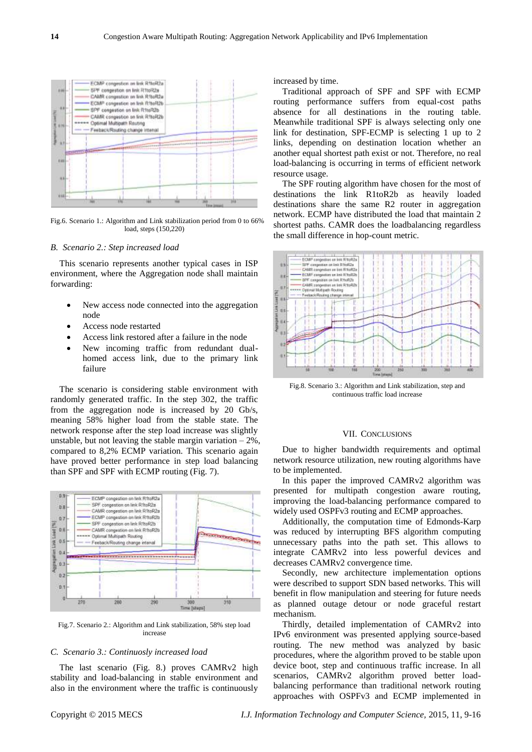Fig.6. Scenario 1.: Algorithm and Link stabilization period from 0 to 66% load, steps (150,220)

### B. Scenario 2.: Step increased load

This scenario represents another typical cases in ISP environment, where the Aggregation node shall maintain forwarding:

- New access node connected into the aggregation node
- Access node restarted
- Access link restored after a failure in the node
- New incoming traffic from redundant dual-homed access link, due to the primary link failure

The scenario is considering stable environment with randomly generated traffic. In the step 302, the traffic from the aggregation node is increased by 20 Gb/s, meaning 58% higher load from the stable state. The network response after the step load increase was slightly unstable, but not leaving the stable margin variation – 2%, compared to 8,2% ECMP variation. This scenario again have proved better performance in step load balancing than SPF and SPF with ECMP routing (Fig. 7).

Fig.7. Scenario 2.: Algorithm and Link stabilization, 58% step load increase

### C. Scenario 3.: Continuosly increased load

The last scenario (Fig. 8.) proves CAMRv2 high stability and load-balancing in stable environment and also in the environment where the traffic is continuously increased by time.

Traditional approach of SPF and SPF with ECMP routing performance suffers from equal-cost paths absence for all destinations in the routing table. Meanwhile traditional SPF is always selecting only one link for destination, SPF-ECMP is selecting 1 up to 2 links, depending on destination location whether an another equal shortest path exist or not. Therefore, no real load-balancing is occurring in terms of efficient network resource usage.

The SPF routing algorithm have chosen for the most of destinations the link R1toR2b as heavily loaded destinations share the same R2 router in aggregation network. ECMP have distributed the load that maintain 2 shortest paths. CAMR does the loadbalancing regardless the small difference in hop-count metric.

Fig.8. Scenario 3.: Algorithm and Link stabilization, step and continuous traffic load increase

## VII. Conclusions

Due to higher bandwidth requirements and optimal network resource utilization, new routing algorithms have to be implemented.

In this paper the improved CAMRv2 algorithm was presented for multipath congestion aware routing, improving the load-balancing performance compared to widely used OSPFv3 routing and ECMP approaches.

Additionally, the computation time of Edmonds-Karp was reduced by interrupting BFS algorithm computing unnecessary paths into the path set. This allows to integrate CAMRv2 into less powerful devices and decreases CAMRv2 convergence time.

Secondly, new architecture implementation options were described to support SDN based networks. This will benefit in flow manipulation and steering for future needs as planned outage detour or node graceful restart mechanism.

Thirdly, detailed implementation of CAMRv2 into IPv6 environment was presented applying source-based routing. The new method was analyzed by basic procedures, where the algorithm proved to be stable upon device boot, step and continuous traffic increase. In all scenarios, CAMRv2 algorithm proved better load-balancing performance than traditional network routing approaches with OSPFv3 and ECMP implemented in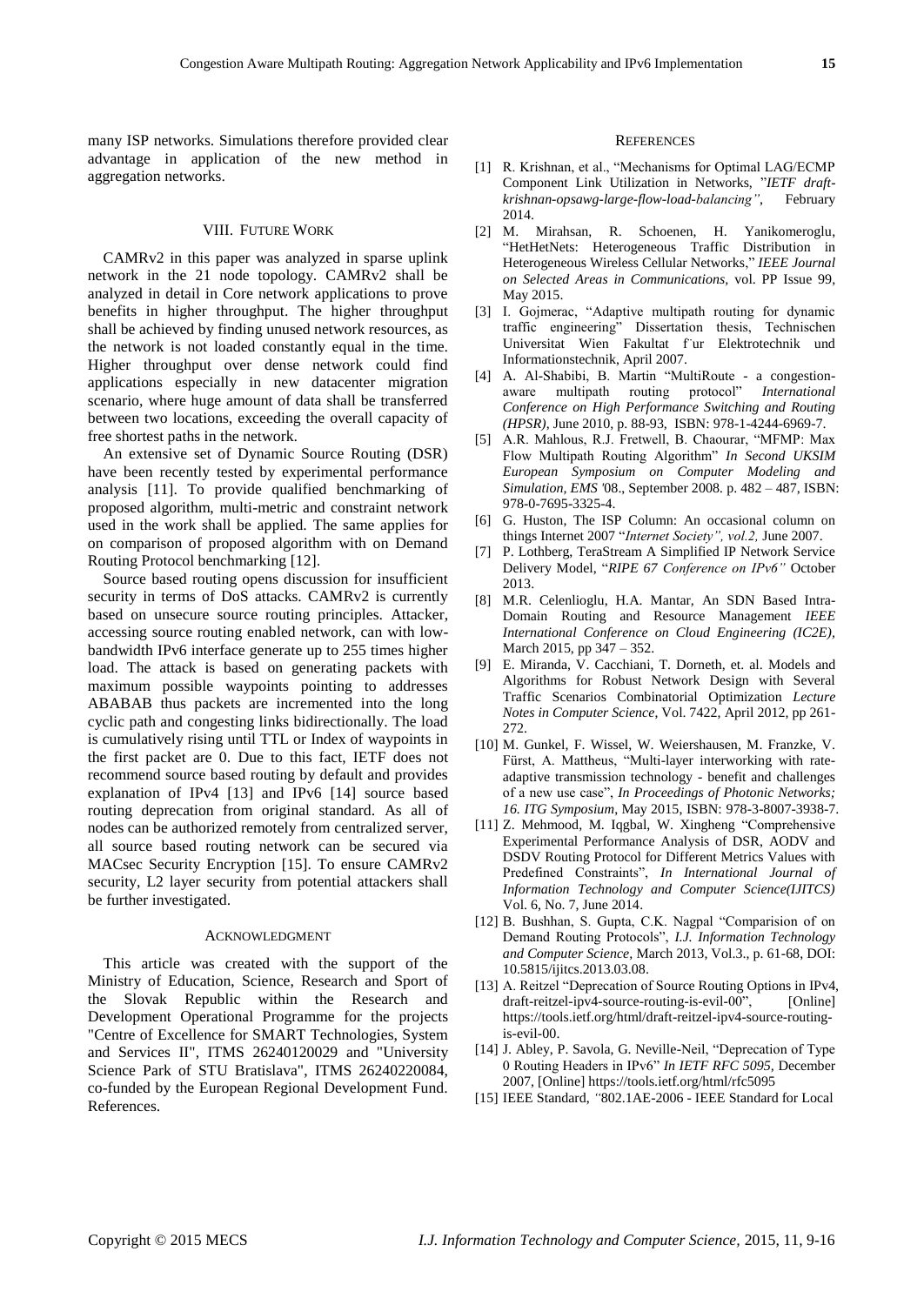many ISP networks. Simulations therefore provided clear advantage in application of the new method in aggregation networks.

## VIII. Future Work

CAMRv2 in this paper was analyzed in sparse uplink network in the 21 node topology. CAMRv2 shall be analyzed in detail in Core network applications to prove benefits in higher throughput. The higher throughput shall be achieved by finding unused network resources, as the network is not loaded constantly equal in the time. Higher throughput over dense network could find applications especially in new datacenter migration scenario, where huge amount of data shall be transferred between two locations, exceeding the overall capacity of free shortest paths in the network.

An extensive set of Dynamic Source Routing (DSR) have been recently tested by experimental performance analysis [11]. To provide qualified benchmarking of proposed algorithm, multi-metric and constraint network used in the work shall be applied. The same applies for on comparison of proposed algorithm with on Demand Routing Protocol benchmarking [12].

Source based routing opens discussion for insufficient security in terms of DoS attacks. CAMRv2 is currently based on unsecure source routing principles. Attacker, accessing source routing enabled network, can with low-bandwidth IPv6 interface generate up to 255 times higher load. The attack is based on generating packets with maximum possible waypoints pointing to addresses ABABAB thus packets are incremented into the long cyclic path and congesting links bidirectionally. The load is cumulatively rising until TTL or Index of waypoints in the first packet are 0. Due to this fact, IETF does not recommend source based routing by default and provides explanation of IPv4 [13] and IPv6 [14] source based routing deprecation from original standard. As all of nodes can be authorized remotely from centralized server, all source based routing network can be secured via MACsec Security Encryption [15]. To ensure CAMRv2 security, L2 layer security from potential attackers shall be further investigated.

## Acknowledgment

This article was created with the support of the Ministry of Education, Science, Research and Sport of the Slovak Republic within the Research and Development Operational Programme for the projects "Centre of Excellence for SMART Technologies, System and Services II", ITMS 26240120029 and "University Science Park of STU Bratislava", ITMS 26240220084, co-funded by the European Regional Development Fund. References.

## References

[1] R. Krishnan, et al., "Mechanisms for Optimal LAG/ECMP Component Link Utilization in Networks, "*IETF draft-krishnan-opsawg-large-flow-load-balancing"*, February 2014.

[2] M. Mirahsan, R. Schoenen, H. Yanikomeroglu, "HetHetNets: Heterogeneous Traffic Distribution in Heterogeneous Wireless Cellular Networks," *IEEE Journal on Selected Areas in Communications*, vol. PP Issue 99, May 2015.

[3] I. Gojmerac, "Adaptive multipath routing for dynamic traffic engineering" Dissertation thesis, Technischen Universitat Wien Fakultat f¨ur Elektrotechnik und Informationstechnik, April 2007.

[4] A. Al-Shabibi, B. Martin "MultiRoute - a congestion-aware multipath routing protocol" *International Conference on High Performance Switching and Routing (HPSR)*, June 2010, p. 88-93, ISBN: 978-1-4244-6969-7.

[5] A.R. Mahlous, R.J. Fretwell, B. Chaourar, "MFMP: Max Flow Multipath Routing Algorithm" *In Second UKSIM European Symposium on Computer Modeling and Simulation, EMS '*08., September 2008. p. 482 – 487, ISBN: 978-0-7695-3325-4.

[6] G. Huston, The ISP Column: An occasional column on things Internet 2007 "*Internet Society", vol.2,* June 2007.

[7] P. Lothberg, TeraStream A Simplified IP Network Service Delivery Model, "*RIPE 67 Conference on IPv6"* October 2013.

[8] M.R. Celenlioglu, H.A. Mantar, An SDN Based Intra-Domain Routing and Resource Management *IEEE International Conference on Cloud Engineering (IC2E)*, March 2015, pp 347 – 352.

[9] E. Miranda, V. Cacchiani, T. Dorneth, et. al. Models and Algorithms for Robust Network Design with Several Traffic Scenarios Combinatorial Optimization *Lecture Notes in Computer Science*, Vol. 7422, April 2012, pp 261-272.

[10] M. Gunkel, F. Wissel, W. Weiershausen, M. Franzke, V. Fürst, A. Mattheus, "Multi-layer interworking with rate-adaptive transmission technology - benefit and challenges of a new use case", *In Proceedings of Photonic Networks; 16. ITG Symposium*, May 2015, ISBN: 978-3-8007-3938-7.

[11] Z. Mehmood, M. Iqgbal, W. Xingheng "Comprehensive Experimental Performance Analysis of DSR, AODV and DSDV Routing Protocol for Different Metrics Values with Predefined Constraints", *In International Journal of Information Technology and Computer Science(IJITCS)* Vol. 6, No. 7, June 2014.

[12] B. Bushhan, S. Gupta, C.K. Nagpal "Comparision of on Demand Routing Protocols", *I.J. Information Technology and Computer Science,* March 2013, Vol.3., p. 61-68, DOI: 10.5815/ijitcs.2013.03.08.

[13] A. Reitzel "Deprecation of Source Routing Options in IPv4, draft-reitzel-ipv4-source-routing-is-evil-00", [Online] https://tools.ietf.org/html/draft-reitzel-ipv4-source-routing-is-evil-00.

[14] J. Abley, P. Savola, G. Neville-Neil, "Deprecation of Type 0 Routing Headers in IPv6" *In IETF RFC 5095,* December 2007, [Online] https://tools.ietf.org/html/rfc5095

[15] IEEE Standard, *"*802.1AE-2006 - IEEE Standard for Local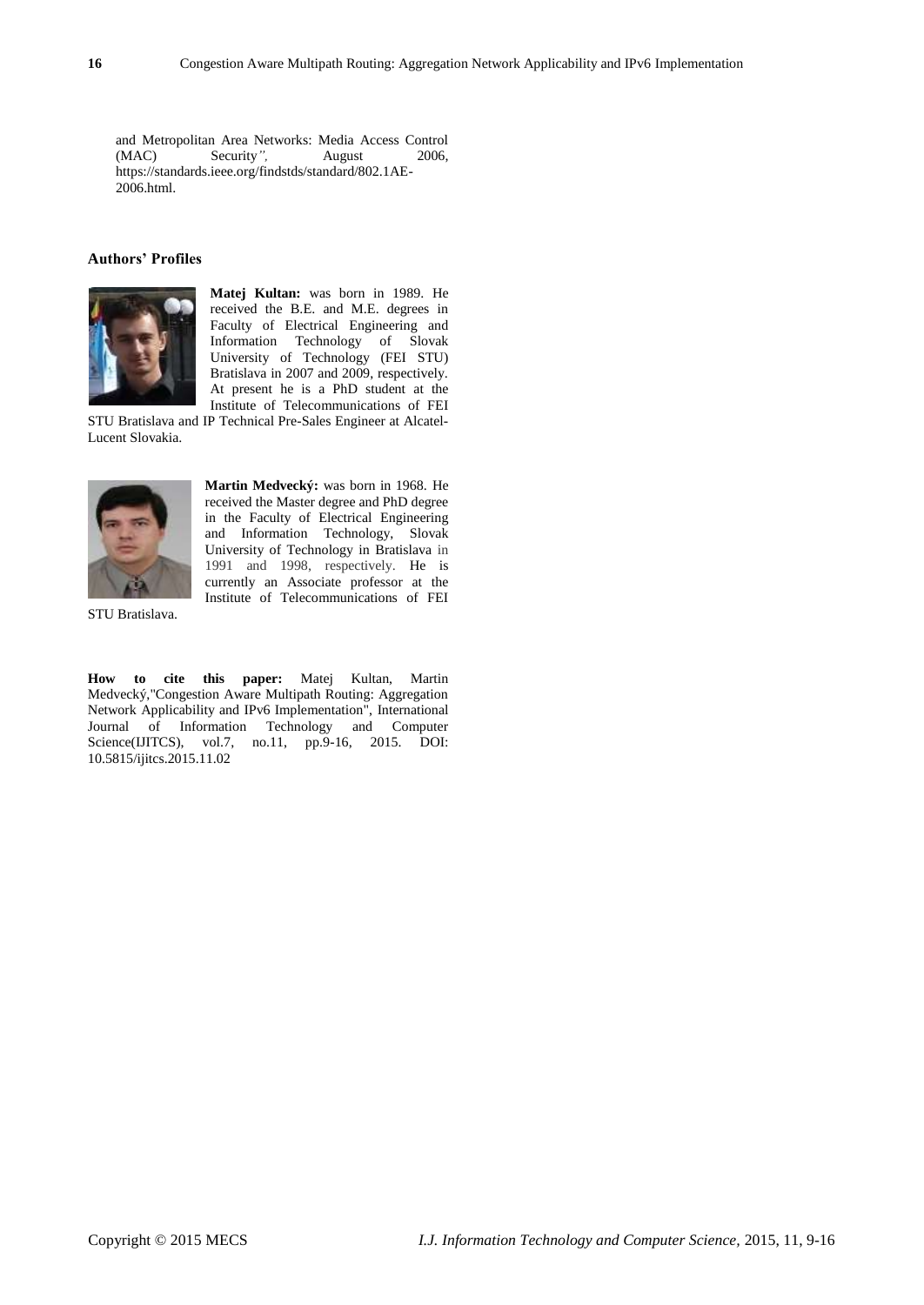and Metropolitan Area Networks: Media Access Control (MAC) Security", August 2006, https://standards.ieee.org/findstds/standard/802.1AE-2006.html.

### Authors' Profiles

**Matej Kultan:** was born in 1989. He received the B.E. and M.E. degrees in Faculty of Electrical Engineering and Information Technology of Slovak University of Technology (FEI STU) Bratislava in 2007 and 2009, respectively. At present he is a PhD student at the Institute of Telecommunications of FEI STU Bratislava and IP Technical Pre-Sales Engineer at Alcatel-Lucent Slovakia.

**Martin Medvecký:** was born in 1968. He received the Master degree and PhD degree in the Faculty of Electrical Engineering and Information Technology, Slovak University of Technology in Bratislava in 1991 and 1998, respectively. He is currently an Associate professor at the Institute of Telecommunications of FEI STU Bratislava.

**How to cite this paper:** Matej Kultan, Martin Medvecký,"Congestion Aware Multipath Routing: Aggregation Network Applicability and IPv6 Implementation", International Journal of Information Technology and Computer Science(IJITCS), vol.7, no.11, pp.9-16, 2015. DOI: 10.5815/ijitcs.2015.11.02